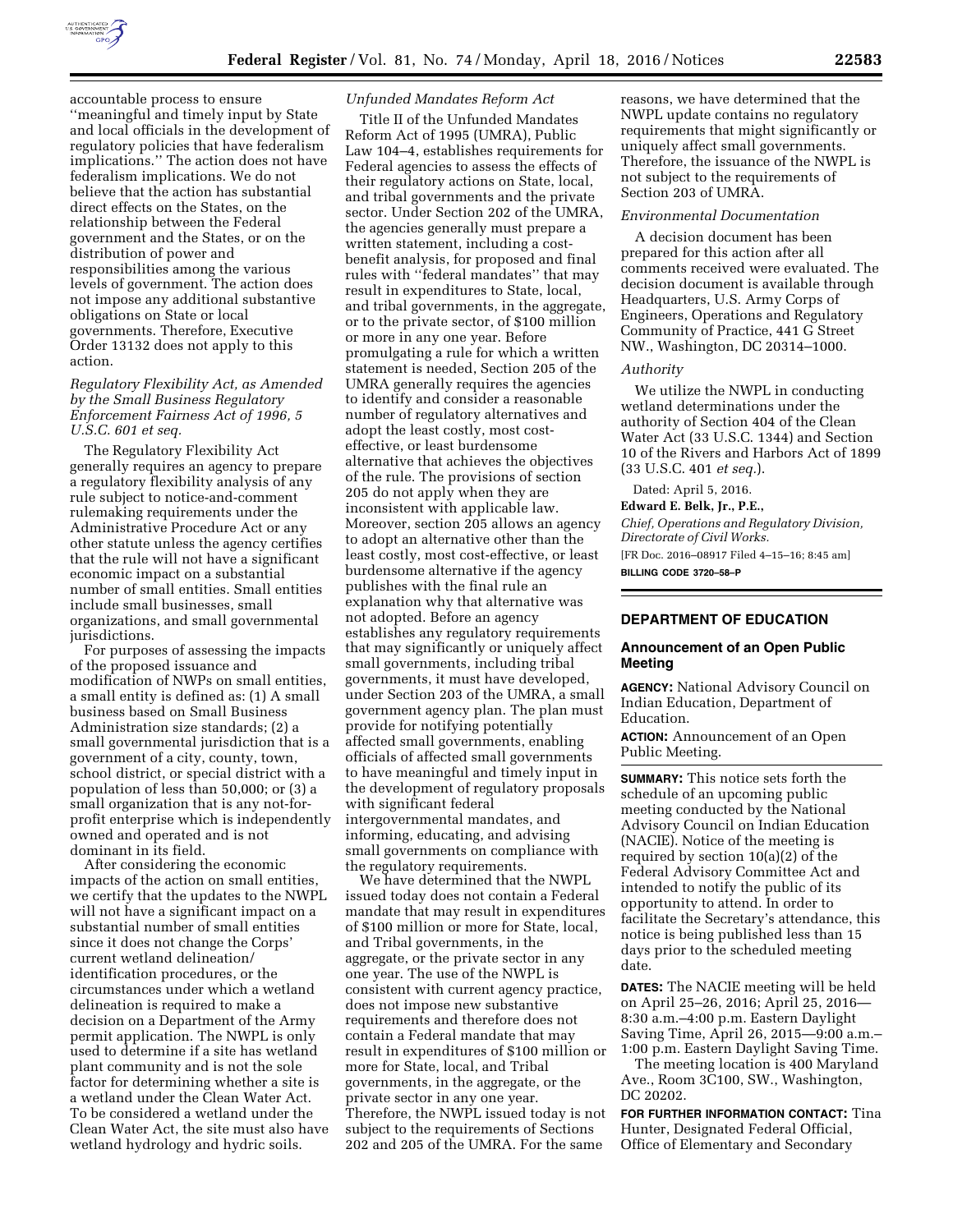accountable process to ensure ''meaningful and timely input by State and local officials in the development of regulatory policies that have federalism implications.'' The action does not have federalism implications. We do not believe that the action has substantial direct effects on the States, on the relationship between the Federal government and the States, or on the distribution of power and responsibilities among the various levels of government. The action does not impose any additional substantive obligations on State or local governments. Therefore, Executive Order 13132 does not apply to this action.

*Regulatory Flexibility Act, as Amended by the Small Business Regulatory Enforcement Fairness Act of 1996, 5 U.S.C. 601 et seq.*

The Regulatory Flexibility Act generally requires an agency to prepare a regulatory flexibility analysis of any rule subject to notice-and-comment rulemaking requirements under the Administrative Procedure Act or any other statute unless the agency certifies that the rule will not have a significant economic impact on a substantial number of small entities. Small entities include small businesses, small organizations, and small governmental jurisdictions.

For purposes of assessing the impacts of the proposed issuance and modification of NWPs on small entities, a small entity is defined as: (1) A small business based on Small Business Administration size standards; (2) a small governmental jurisdiction that is a government of a city, county, town, school district, or special district with a population of less than 50,000; or (3) a small organization that is any not-for-profit enterprise which is independently owned and operated and is not dominant in its field.

After considering the economic impacts of the action on small entities, we certify that the updates to the NWPL will not have a significant impact on a substantial number of small entities since it does not change the Corps' current wetland delineation/identification procedures, or the circumstances under which a wetland delineation is required to make a decision on a Department of the Army permit application. The NWPL is only used to determine if a site has wetland plant community and is not the sole factor for determining whether a site is a wetland under the Clean Water Act. To be considered a wetland under the Clean Water Act, the site must also have wetland hydrology and hydric soils.

*Unfunded Mandates Reform Act*

Title II of the Unfunded Mandates Reform Act of 1995 (UMRA), Public Law 104–4, establishes requirements for Federal agencies to assess the effects of their regulatory actions on State, local, and tribal governments and the private sector. Under Section 202 of the UMRA, the agencies generally must prepare a written statement, including a cost-benefit analysis, for proposed and final rules with ''federal mandates'' that may result in expenditures to State, local, and tribal governments, in the aggregate, or to the private sector, of $100 million or more in any one year. Before promulgating a rule for which a written statement is needed, Section 205 of the UMRA generally requires the agencies to identify and consider a reasonable number of regulatory alternatives and adopt the least costly, most cost-effective, or least burdensome alternative that achieves the objectives of the rule. The provisions of section 205 do not apply when they are inconsistent with applicable law. Moreover, section 205 allows an agency to adopt an alternative other than the least costly, most cost-effective, or least burdensome alternative if the agency publishes with the final rule an explanation why that alternative was not adopted. Before an agency establishes any regulatory requirements that may significantly or uniquely affect small governments, including tribal governments, it must have developed, under Section 203 of the UMRA, a small government agency plan. The plan must provide for notifying potentially affected small governments, enabling officials of affected small governments to have meaningful and timely input in the development of regulatory proposals with significant federal intergovernmental mandates, and informing, educating, and advising small governments on compliance with the regulatory requirements.

We have determined that the NWPL issued today does not contain a Federal mandate that may result in expenditures of $100 million or more for State, local, and Tribal governments, in the aggregate, or the private sector in any one year. The use of the NWPL is consistent with current agency practice, does not impose new substantive requirements and therefore does not contain a Federal mandate that may result in expenditures of $100 million or more for State, local, and Tribal governments, in the aggregate, or the private sector in any one year. Therefore, the NWPL issued today is not subject to the requirements of Sections 202 and 205 of the UMRA. For the same reasons, we have determined that the NWPL update contains no regulatory requirements that might significantly or uniquely affect small governments. Therefore, the issuance of the NWPL is not subject to the requirements of Section 203 of UMRA.

*Environmental Documentation*

A decision document has been prepared for this action after all comments received were evaluated. The decision document is available through Headquarters, U.S. Army Corps of Engineers, Operations and Regulatory Community of Practice, 441 G Street NW., Washington, DC 20314–1000.

*Authority*

We utilize the NWPL in conducting wetland determinations under the authority of Section 404 of the Clean Water Act (33 U.S.C. 1344) and Section 10 of the Rivers and Harbors Act of 1899 (33 U.S.C. 401 *et seq.*).

Dated: April 5, 2016.

**Edward E. Belk, Jr., P.E.,**

*Chief, Operations and Regulatory Division, Directorate of Civil Works.*

[FR Doc. 2016–08917 Filed 4–15–16; 8:45 am]

**BILLING CODE 3720–58–P**

## DEPARTMENT OF EDUCATION

### Announcement of an Open Public Meeting

**AGENCY:** National Advisory Council on Indian Education, Department of Education.

**ACTION:** Announcement of an Open Public Meeting.

**SUMMARY:** This notice sets forth the schedule of an upcoming public meeting conducted by the National Advisory Council on Indian Education (NACIE). Notice of the meeting is required by section 10(a)(2) of the Federal Advisory Committee Act and intended to notify the public of its opportunity to attend. In order to facilitate the Secretary's attendance, this notice is being published less than 15 days prior to the scheduled meeting date.

**DATES:** The NACIE meeting will be held on April 25–26, 2016; April 25, 2016—8:30 a.m.–4:00 p.m. Eastern Daylight Saving Time, April 26, 2015—9:00 a.m.–1:00 p.m. Eastern Daylight Saving Time.

The meeting location is 400 Maryland Ave., Room 3C100, SW., Washington, DC 20202.

**FOR FURTHER INFORMATION CONTACT:** Tina Hunter, Designated Federal Official, Office of Elementary and Secondary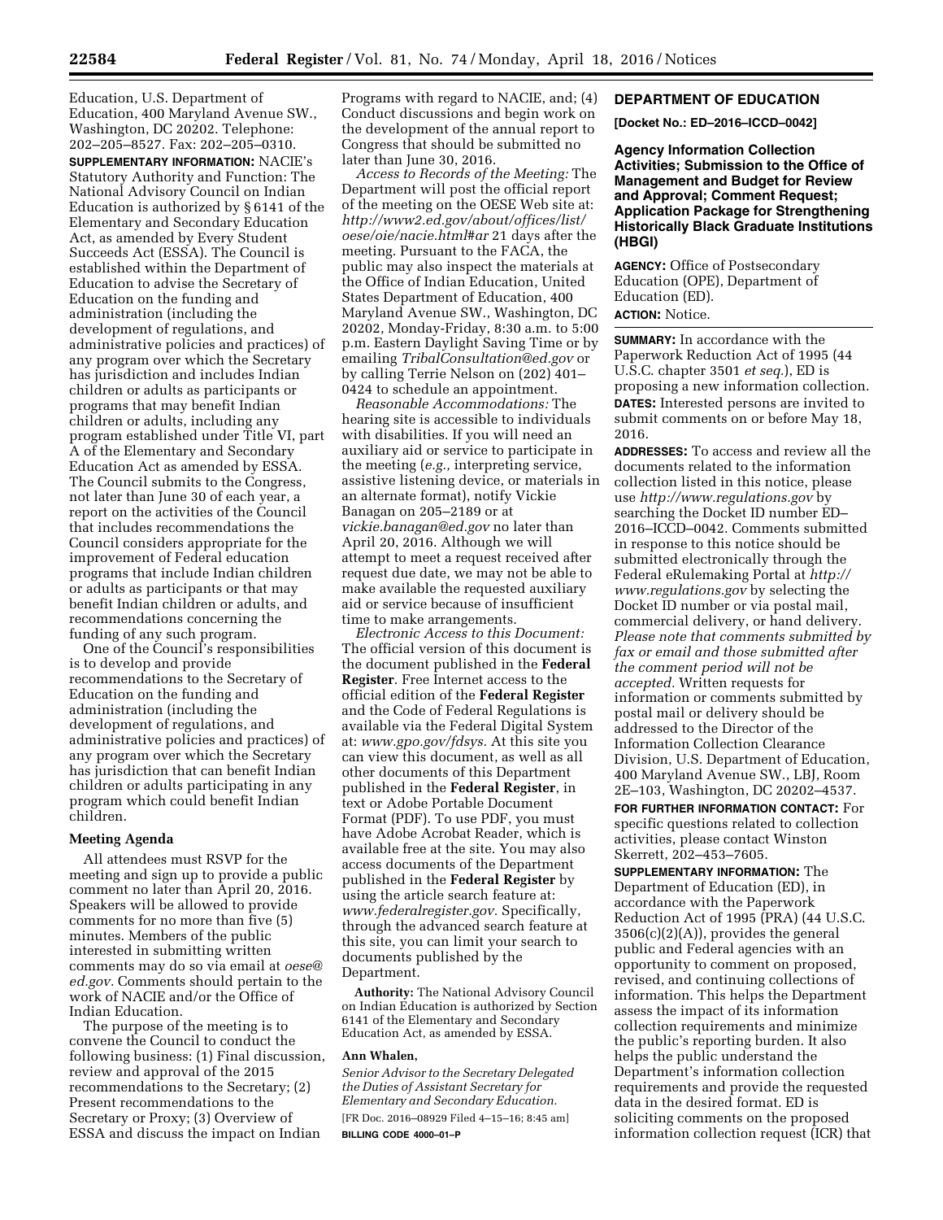Education, U.S. Department of Education, 400 Maryland Avenue SW., Washington, DC 20202. Telephone: 202–205–8527. Fax: 202–205–0310.

**SUPPLEMENTARY INFORMATION:** NACIE's Statutory Authority and Function: The National Advisory Council on Indian Education is authorized by § 6141 of the Elementary and Secondary Education Act, as amended by Every Student Succeeds Act (ESSA). The Council is established within the Department of Education to advise the Secretary of Education on the funding and administration (including the development of regulations, and administrative policies and practices) of any program over which the Secretary has jurisdiction and includes Indian children or adults as participants or programs that may benefit Indian children or adults, including any program established under Title VI, part A of the Elementary and Secondary Education Act as amended by ESSA. The Council submits to the Congress, not later than June 30 of each year, a report on the activities of the Council that includes recommendations the Council considers appropriate for the improvement of Federal education programs that include Indian children or adults as participants or that may benefit Indian children or adults, and recommendations concerning the funding of any such program.

One of the Council's responsibilities is to develop and provide recommendations to the Secretary of Education on the funding and administration (including the development of regulations, and administrative policies and practices) of any program over which the Secretary has jurisdiction that can benefit Indian children or adults participating in any program which could benefit Indian children.

### Meeting Agenda

All attendees must RSVP for the meeting and sign up to provide a public comment no later than April 20, 2016. Speakers will be allowed to provide comments for no more than five (5) minutes. Members of the public interested in submitting written comments may do so via email at *oese@ed.gov.* Comments should pertain to the work of NACIE and/or the Office of Indian Education.

The purpose of the meeting is to convene the Council to conduct the following business: (1) Final discussion, review and approval of the 2015 recommendations to the Secretary; (2) Present recommendations to the Secretary or Proxy; (3) Overview of ESSA and discuss the impact on Indian Programs with regard to NACIE, and; (4) Conduct discussions and begin work on the development of the annual report to Congress that should be submitted no later than June 30, 2016.

*Access to Records of the Meeting:* The Department will post the official report of the meeting on the OESE Web site at: *http://www2.ed.gov/about/offices/list/oese/oie/nacie.html#ar* 21 days after the meeting. Pursuant to the FACA, the public may also inspect the materials at the Office of Indian Education, United States Department of Education, 400 Maryland Avenue SW., Washington, DC 20202, Monday-Friday, 8:30 a.m. to 5:00 p.m. Eastern Daylight Saving Time or by emailing *TribalConsultation@ed.gov* or by calling Terrie Nelson on (202) 401–0424 to schedule an appointment.

*Reasonable Accommodations:* The hearing site is accessible to individuals with disabilities. If you will need an auxiliary aid or service to participate in the meeting (*e.g.,* interpreting service, assistive listening device, or materials in an alternate format), notify Vickie Banagan on 205–2189 or at *vickie.banagan@ed.gov* no later than April 20, 2016. Although we will attempt to meet a request received after request due date, we may not be able to make available the requested auxiliary aid or service because of insufficient time to make arrangements.

*Electronic Access to this Document:* The official version of this document is the document published in the **Federal Register**. Free Internet access to the official edition of the **Federal Register** and the Code of Federal Regulations is available via the Federal Digital System at: *www.gpo.gov/fdsys.* At this site you can view this document, as well as all other documents of this Department published in the **Federal Register**, in text or Adobe Portable Document Format (PDF). To use PDF, you must have Adobe Acrobat Reader, which is available free at the site. You may also access documents of the Department published in the **Federal Register** by using the article search feature at: *www.federalregister.gov.* Specifically, through the advanced search feature at this site, you can limit your search to documents published by the Department.

**Authority:** The National Advisory Council on Indian Education is authorized by Section 6141 of the Elementary and Secondary Education Act, as amended by ESSA.

**Ann Whalen,**

*Senior Advisor to the Secretary Delegated the Duties of Assistant Secretary for Elementary and Secondary Education.*

[FR Doc. 2016–08929 Filed 4–15–16; 8:45 am]

**BILLING CODE 4000–01–P**

## DEPARTMENT OF EDUCATION

**[Docket No.: ED–2016–ICCD–0042]**

### Agency Information Collection Activities; Submission to the Office of Management and Budget for Review and Approval; Comment Request; Application Package for Strengthening Historically Black Graduate Institutions (HBGI)

**AGENCY:** Office of Postsecondary Education (OPE), Department of Education (ED).

**ACTION:** Notice.

**SUMMARY:** In accordance with the Paperwork Reduction Act of 1995 (44 U.S.C. chapter 3501 *et seq.*), ED is proposing a new information collection.

**DATES:** Interested persons are invited to submit comments on or before May 18, 2016.

**ADDRESSES:** To access and review all the documents related to the information collection listed in this notice, please use *http://www.regulations.gov* by searching the Docket ID number ED–2016–ICCD–0042. Comments submitted in response to this notice should be submitted electronically through the Federal eRulemaking Portal at *http://www.regulations.gov* by selecting the Docket ID number or via postal mail, commercial delivery, or hand delivery. *Please note that comments submitted by fax or email and those submitted after the comment period will not be accepted.* Written requests for information or comments submitted by postal mail or delivery should be addressed to the Director of the Information Collection Clearance Division, U.S. Department of Education, 400 Maryland Avenue SW., LBJ, Room 2E–103, Washington, DC 20202–4537.

**FOR FURTHER INFORMATION CONTACT:** For specific questions related to collection activities, please contact Winston Skerrett, 202–453–7605.

**SUPPLEMENTARY INFORMATION:** The Department of Education (ED), in accordance with the Paperwork Reduction Act of 1995 (PRA) (44 U.S.C. 3506(c)(2)(A)), provides the general public and Federal agencies with an opportunity to comment on proposed, revised, and continuing collections of information. This helps the Department assess the impact of its information collection requirements and minimize the public's reporting burden. It also helps the public understand the Department's information collection requirements and provide the requested data in the desired format. ED is soliciting comments on the proposed information collection request (ICR) that